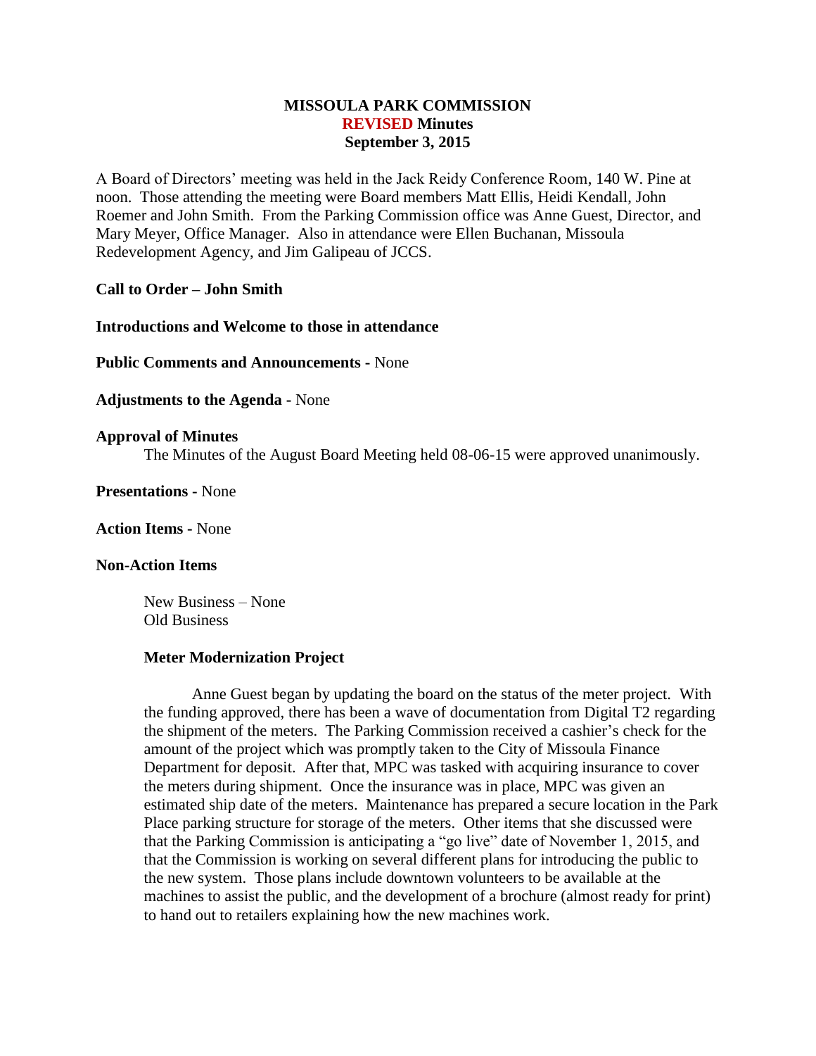# MISSOULA PARK COMMISSION
## REVISED Minutes
## September 3, 2015

A Board of Directors' meeting was held in the Jack Reidy Conference Room, 140 W. Pine at noon. Those attending the meeting were Board members Matt Ellis, Heidi Kendall, John Roemer and John Smith. From the Parking Commission office was Anne Guest, Director, and Mary Meyer, Office Manager. Also in attendance were Ellen Buchanan, Missoula Redevelopment Agency, and Jim Galipeau of JCCS.

**Call to Order – John Smith**

**Introductions and Welcome to those in attendance**

**Public Comments and Announcements -** None

**Adjustments to the Agenda -** None

**Approval of Minutes**

The Minutes of the August Board Meeting held 08-06-15 were approved unanimously.

**Presentations -** None

**Action Items -** None

**Non-Action Items**

New Business – None
Old Business

**Meter Modernization Project**

Anne Guest began by updating the board on the status of the meter project. With the funding approved, there has been a wave of documentation from Digital T2 regarding the shipment of the meters. The Parking Commission received a cashier's check for the amount of the project which was promptly taken to the City of Missoula Finance Department for deposit. After that, MPC was tasked with acquiring insurance to cover the meters during shipment. Once the insurance was in place, MPC was given an estimated ship date of the meters. Maintenance has prepared a secure location in the Park Place parking structure for storage of the meters. Other items that she discussed were that the Parking Commission is anticipating a "go live" date of November 1, 2015, and that the Commission is working on several different plans for introducing the public to the new system. Those plans include downtown volunteers to be available at the machines to assist the public, and the development of a brochure (almost ready for print) to hand out to retailers explaining how the new machines work.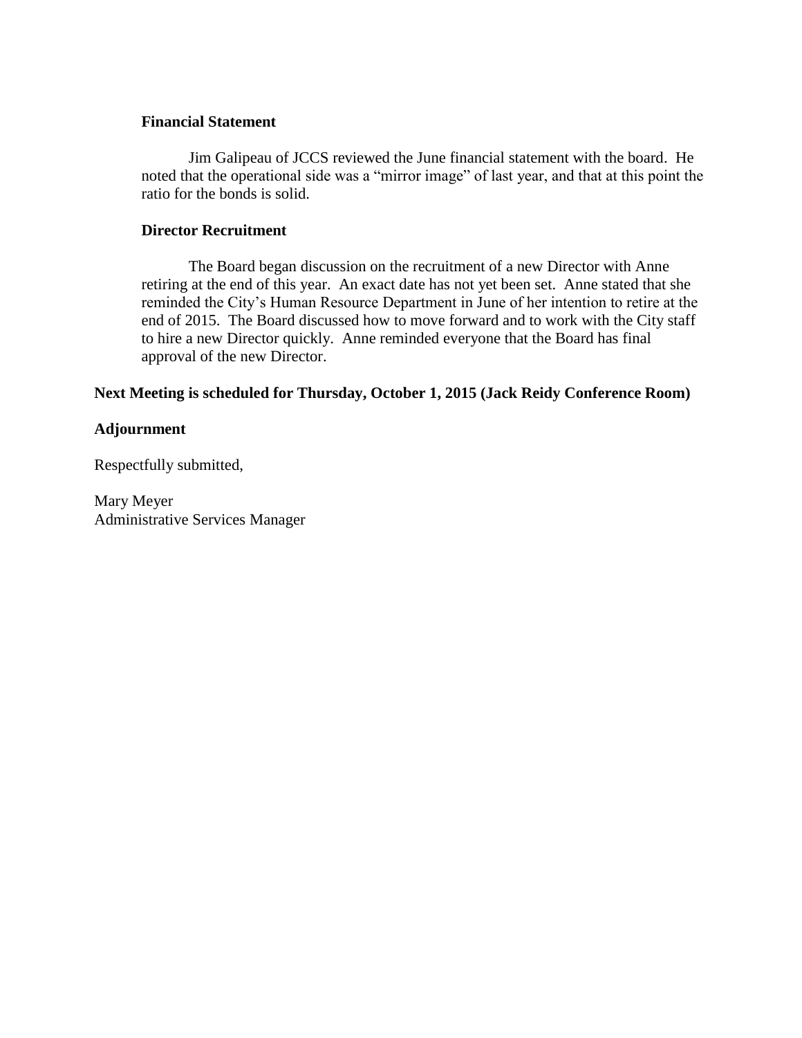### Financial Statement

Jim Galipeau of JCCS reviewed the June financial statement with the board. He noted that the operational side was a "mirror image" of last year, and that at this point the ratio for the bonds is solid.

### Director Recruitment

The Board began discussion on the recruitment of a new Director with Anne retiring at the end of this year. An exact date has not yet been set. Anne stated that she reminded the City's Human Resource Department in June of her intention to retire at the end of 2015. The Board discussed how to move forward and to work with the City staff to hire a new Director quickly. Anne reminded everyone that the Board has final approval of the new Director.

## Next Meeting is scheduled for Thursday, October 1, 2015 (Jack Reidy Conference Room)

## Adjournment

Respectfully submitted,

Mary Meyer
Administrative Services Manager